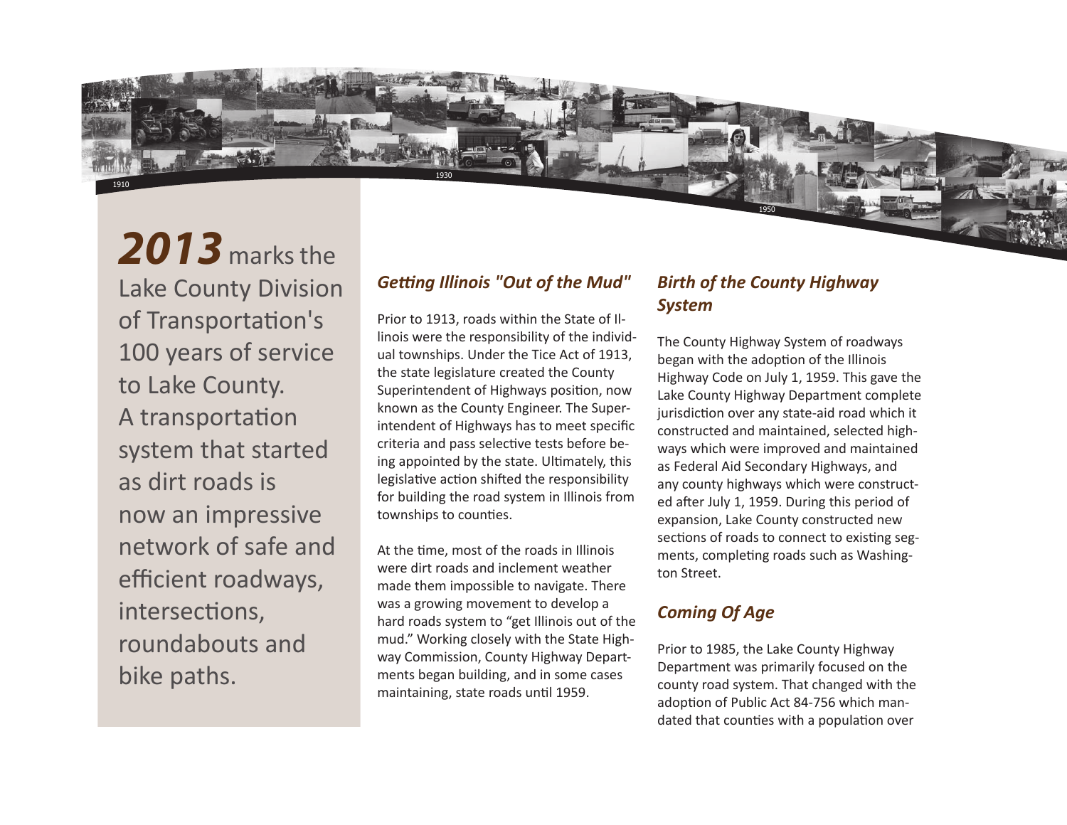**2013** marks the Lake County Division of Transportation's 100 years of service to Lake County. A transportation system that started as dirt roads is now an impressive network of safe and efficient roadways, intersections, roundabouts and bike paths.

### *Getting Illinois "Out of the Mud"*

Prior to 1913, roads within the State of Illinois were the responsibility of the individual townships. Under the Tice Act of 1913, the state legislature created the County Superintendent of Highways position, now known as the County Engineer. The Superintendent of Highways has to meet specific criteria and pass selective tests before being appointed by the state. Ultimately, this legislative action shifted the responsibility for building the road system in Illinois from townships to counties.

At the time, most of the roads in Illinois were dirt roads and inclement weather made them impossible to navigate. There was a growing movement to develop a hard roads system to "get Illinois out of the mud." Working closely with the State Highway Commission, County Highway Departments began building, and in some cases maintaining, state roads until 1959.

### *Birth of the County Highway System*

The County Highway System of roadways began with the adoption of the Illinois Highway Code on July 1, 1959. This gave the Lake County Highway Department complete jurisdiction over any state-aid road which it constructed and maintained, selected highways which were improved and maintained as Federal Aid Secondary Highways, and any county highways which were constructed after July 1, 1959. During this period of expansion, Lake County constructed new sections of roads to connect to existing segments, completing roads such as Washington Street.

### *Coming Of Age*

Prior to 1985, the Lake County Highway Department was primarily focused on the county road system. That changed with the adoption of Public Act 84-756 which mandated that counties with a population over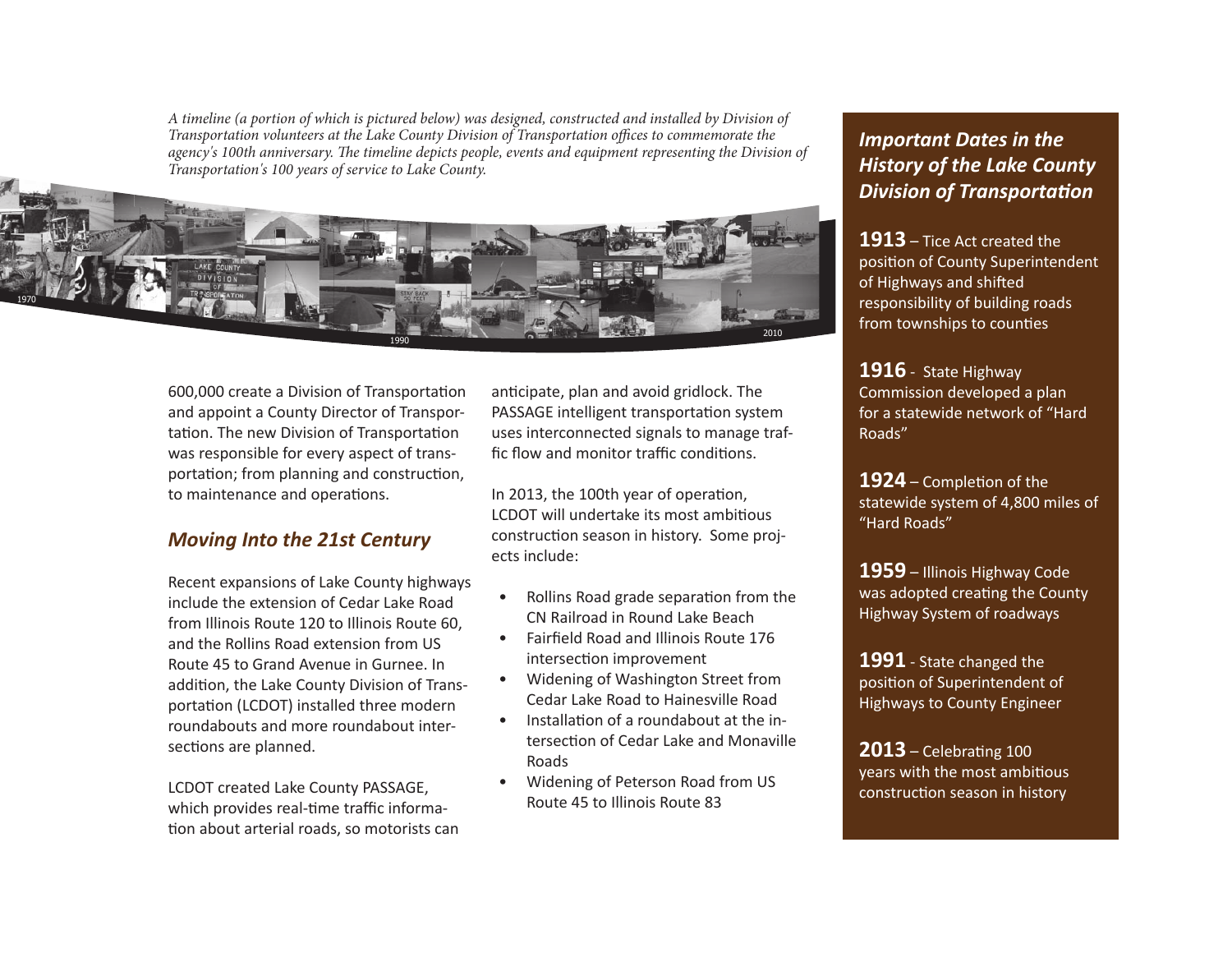*A timeline (a portion of which is pictured below) was designed, constructed and installed by Division of Transportation volunteers at the Lake County Division of Transportation offices to commemorate the agency's 100th anniversary. The timeline depicts people, events and equipment representing the Division of Transportation's 100 years of service to Lake County.*

1970

1990

2010

600,000 create a Division of Transportation and appoint a County Director of Transportation. The new Division of Transportation was responsible for every aspect of transportation; from planning and construction, to maintenance and operations.

## *Moving Into the 21st Century*

Recent expansions of Lake County highways include the extension of Cedar Lake Road from Illinois Route 120 to Illinois Route 60, and the Rollins Road extension from US Route 45 to Grand Avenue in Gurnee. In addition, the Lake County Division of Transportation (LCDOT) installed three modern roundabouts and more roundabout intersections are planned.

LCDOT created Lake County PASSAGE, which provides real-time traffic information about arterial roads, so motorists can anticipate, plan and avoid gridlock. The PASSAGE intelligent transportation system uses interconnected signals to manage traffic flow and monitor traffic conditions.

In 2013, the 100th year of operation, LCDOT will undertake its most ambitious construction season in history. Some projects include:

- Rollins Road grade separation from the CN Railroad in Round Lake Beach
- Fairfield Road and Illinois Route 176 intersection improvement
- Widening of Washington Street from Cedar Lake Road to Hainesville Road
- Installation of a roundabout at the intersection of Cedar Lake and Monaville Roads
- Widening of Peterson Road from US Route 45 to Illinois Route 83

## *Important Dates in the History of the Lake County Division of Transportation*

**1913** – Tice Act created the position of County Superintendent of Highways and shifted responsibility of building roads from townships to counties

**1916** - State Highway Commission developed a plan for a statewide network of "Hard Roads"

**1924** – Completion of the statewide system of 4,800 miles of "Hard Roads"

**1959** – Illinois Highway Code was adopted creating the County Highway System of roadways

**1991** - State changed the position of Superintendent of Highways to County Engineer

**2013** – Celebrating 100 years with the most ambitious construction season in history